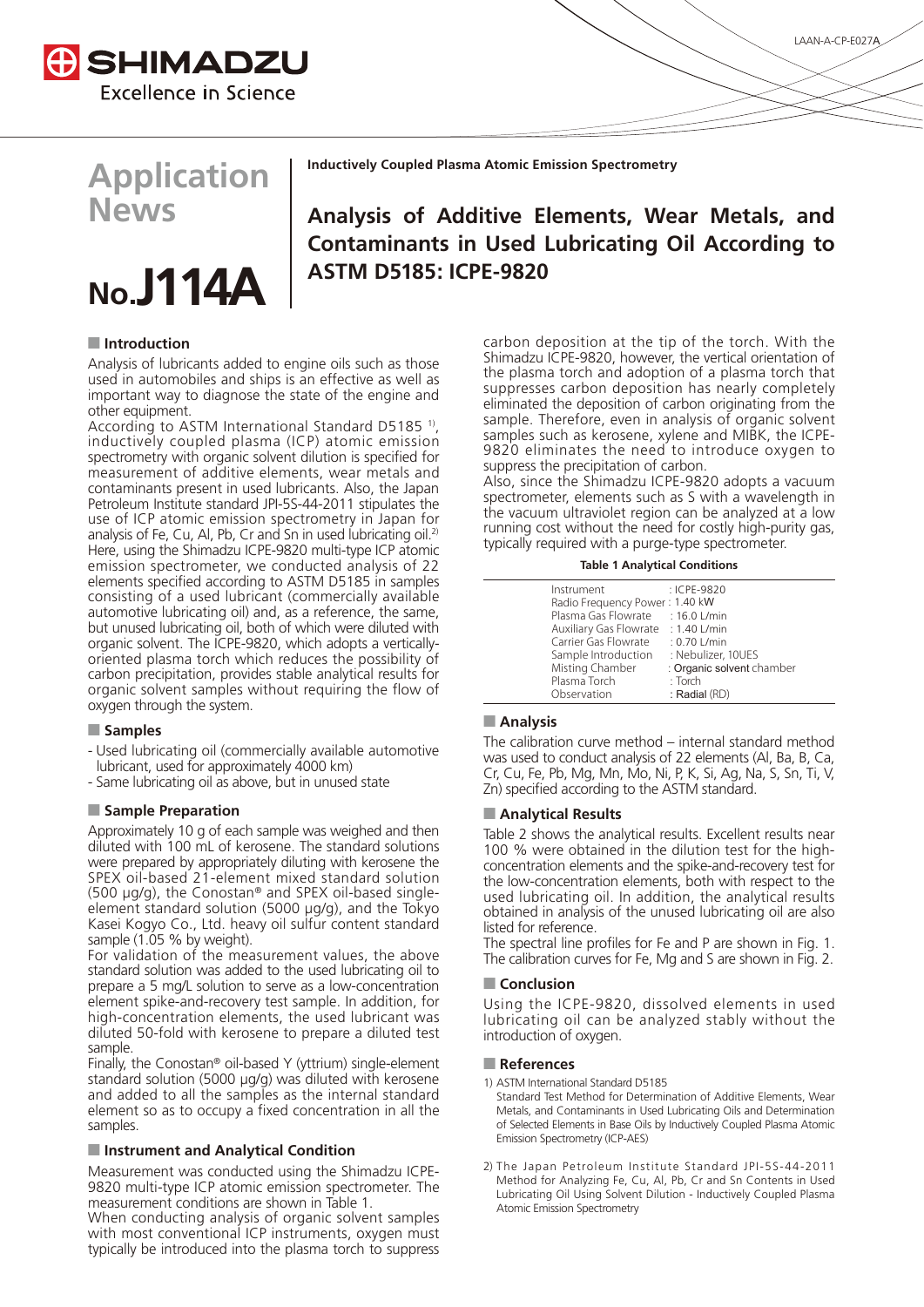Application News

No.J114A

Inductively Coupled Plasma Atomic Emission Spectrometry

# Analysis of Additive Elements, Wear Metals, and Contaminants in Used Lubricating Oil According to ASTM D5185: ICPE-9820

## Introduction

Analysis of lubricants added to engine oils such as those used in automobiles and ships is an effective as well as important way to diagnose the state of the engine and other equipment.

According to ASTM International Standard D5185 [1)], inductively coupled plasma (ICP) atomic emission spectrometry with organic solvent dilution is specified for measurement of additive elements, wear metals and contaminants present in used lubricants. Also, the Japan Petroleum Institute standard JPI-5S-44-2011 stipulates the use of ICP atomic emission spectrometry in Japan for analysis of Fe, Cu, Al, Pb, Cr and Sn in used lubricating oil.[2)]

Here, using the Shimadzu ICPE-9820 multi-type ICP atomic emission spectrometer, we conducted analysis of 22 elements specified according to ASTM D5185 in samples consisting of a used lubricant (commercially available automotive lubricating oil) and, as a reference, the same, but unused lubricating oil, both of which were diluted with organic solvent. The ICPE-9820, which adopts a vertically-oriented plasma torch which reduces the possibility of carbon precipitation, provides stable analytical results for organic solvent samples without requiring the flow of oxygen through the system.

## Samples

- Used lubricating oil (commercially available automotive lubricant, used for approximately 4000 km)
- Same lubricating oil as above, but in unused state

## Sample Preparation

Approximately 10 g of each sample was weighed and then diluted with 100 mL of kerosene. The standard solutions were prepared by appropriately diluting with kerosene the SPEX oil-based 21-element mixed standard solution (500 µg/g), the Conostan® and SPEX oil-based single-element standard solution (5000 µg/g), and the Tokyo Kasei Kogyo Co., Ltd. heavy oil sulfur content standard sample (1.05 % by weight).

For validation of the measurement values, the above standard solution was added to the used lubricating oil to prepare a 5 mg/L solution to serve as a low-concentration element spike-and-recovery test sample. In addition, for high-concentration elements, the used lubricant was diluted 50-fold with kerosene to prepare a diluted test sample.

Finally, the Conostan® oil-based Y (yttrium) single-element standard solution (5000 µg/g) was diluted with kerosene and added to all the samples as the internal standard element so as to occupy a fixed concentration in all the samples.

## Instrument and Analytical Condition

Measurement was conducted using the Shimadzu ICPE-9820 multi-type ICP atomic emission spectrometer. The measurement conditions are shown in Table 1.

When conducting analysis of organic solvent samples with most conventional ICP instruments, oxygen must typically be introduced into the plasma torch to suppress carbon deposition at the tip of the torch. With the Shimadzu ICPE-9820, however, the vertical orientation of the plasma torch and adoption of a plasma torch that suppresses carbon deposition has nearly completely eliminated the deposition of carbon originating from the sample. Therefore, even in analysis of organic solvent samples such as kerosene, xylene and MIBK, the ICPE-9820 eliminates the need to introduce oxygen to suppress the precipitation of carbon.

Also, since the Shimadzu ICPE-9820 adopts a vacuum spectrometer, elements such as S with a wavelength in the vacuum ultraviolet region can be analyzed at a low running cost without the need for costly high-purity gas, typically required with a purge-type spectrometer.

**Table 1 Analytical Conditions**

| | |
|---|---|
| Instrument | : ICPE-9820 |
| Radio Frequency Power | : 1.40 kW |
| Plasma Gas Flowrate | : 16.0 L/min |
| Auxiliary Gas Flowrate | : 1.40 L/min |
| Carrier Gas Flowrate | : 0.70 L/min |
| Sample Introduction | : Nebulizer, 10UES |
| Misting Chamber | : Organic solvent chamber |
| Plasma Torch | : Torch |
| Observation | : Radial (RD) |

## Analysis

The calibration curve method – internal standard method was used to conduct analysis of 22 elements (Al, Ba, B, Ca, Cr, Cu, Fe, Pb, Mg, Mn, Mo, Ni, P, K, Si, Ag, Na, S, Sn, Ti, V, Zn) specified according to the ASTM standard.

## Analytical Results

Table 2 shows the analytical results. Excellent results near 100 % were obtained in the dilution test for the high-concentration elements and the spike-and-recovery test for the low-concentration elements, both with respect to the used lubricating oil. In addition, the analytical results obtained in analysis of the unused lubricating oil are also listed for reference.

The spectral line profiles for Fe and P are shown in Fig. 1. The calibration curves for Fe, Mg and S are shown in Fig. 2.

## Conclusion

Using the ICPE-9820, dissolved elements in used lubricating oil can be analyzed stably without the introduction of oxygen.

## References

1) ASTM International Standard D5185
Standard Test Method for Determination of Additive Elements, Wear Metals, and Contaminants in Used Lubricating Oils and Determination of Selected Elements in Base Oils by Inductively Coupled Plasma Atomic Emission Spectrometry (ICP-AES)

2) The Japan Petroleum Institute Standard JPI-5S-44-2011
Method for Analyzing Fe, Cu, Al, Pb, Cr and Sn Contents in Used Lubricating Oil Using Solvent Dilution - Inductively Coupled Plasma Atomic Emission Spectrometry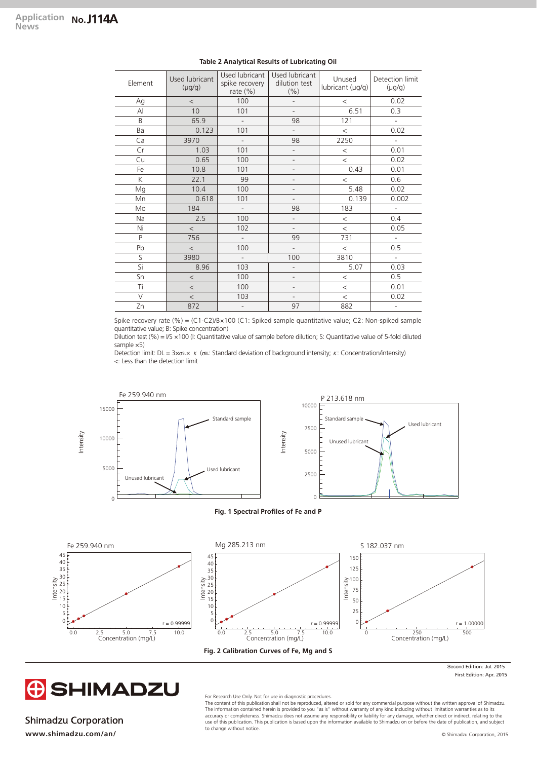**Table 2 Analytical Results of Lubricating Oil**

| Element | Used lubricant (μg/g) | Used lubricant spike recovery rate (%) | Used lubricant dilution test (%) | Unused lubricant (μg/g) | Detection limit (μg/g) |
|---|---|---|---|---|---|
| Ag | < | 100 | - | < | 0.02 |
| Al | 10 | 101 | - | 6.51 | 0.3 |
| B | 65.9 | - | 98 | 121 | - |
| Ba | 0.123 | 101 | - | < | 0.02 |
| Ca | 3970 | - | 98 | 2250 | - |
| Cr | 1.03 | 101 | - | < | 0.01 |
| Cu | 0.65 | 100 | - | < | 0.02 |
| Fe | 10.8 | 101 | - | 0.43 | 0.01 |
| K | 22.1 | 99 | - | < | 0.6 |
| Mg | 10.4 | 100 | - | 5.48 | 0.02 |
| Mn | 0.618 | 101 | - | 0.139 | 0.002 |
| Mo | 184 | - | 98 | 183 | - |
| Na | 2.5 | 100 | - | < | 0.4 |
| Ni | < | 102 | - | < | 0.05 |
| P | 756 | - | 99 | 731 | - |
| Pb | < | 100 | - | < | 0.5 |
| S | 3980 | - | 100 | 3810 | - |
| Si | 8.96 | 103 | - | 5.07 | 0.03 |
| Sn | < | 100 | - | < | 0.5 |
| Ti | < | 100 | - | < | 0.01 |
| V | < | 103 | - | < | 0.02 |
| Zn | 872 | - | 97 | 882 | - |

Spike recovery rate (%) = (C1-C2)/B×100 (C1: Spiked sample quantitative value; C2: Non-spiked sample quantitative value; B: Spike concentration)

Dilution test (%) = I/S ×100 (I: Quantitative value of sample before dilution; S: Quantitative value of 5-fold diluted sample ×5)

Detection limit: DL = $3 \times \sigma_{BL} \times \kappa$ ($\sigma_{BL}$: Standard deviation of background intensity; $\kappa$: Concentration/intensity)

<: Less than the detection limit

Fe 259.940 nm
Intensity
15000
10000
5000
0
Standard sample
Used lubricant
Unused lubricant

P 213.618 nm
Intensity
10000
7500
5000
2500
0
Standard sample
Used lubricant
Unused lubricant

**Fig. 1 Spectral Profiles of Fe and P**

Fe 259.940 nm
Intensity
45
40
35
30
25
20
15
10
5
0
0.0 2.5 5.0 7.5 10.0
Concentration (mg/L)
r = 0.99999

Mg 285.213 nm
Intensity
45
40
35
30
25
20
15
10
5
0
0.0 2.5 5.0 7.5 10.0
Concentration (mg/L)
r = 0.99999

S 182.037 nm
Intensity
150
125
100
75
50
25
0
0 250 500
Concentration (mg/L)
r = 1.00000

**Fig. 2 Calibration Curves of Fe, Mg and S**

Second Edition: Jul. 2015
First Edition: Apr. 2015

SHIMADZU

Shimadzu Corporation
www.shimadzu.com/an/

For Research Use Only. Not for use in diagnostic procedures.
The content of this publication shall not be reproduced, altered or sold for any commercial purpose without the written approval of Shimadzu.
The information contained herein is provided to you "as is" without warranty of any kind including without limitation warranties as to its accuracy or completeness. Shimadzu does not assume any responsibility or liability for any damage, whether direct or indirect, relating to the use of this publication. This publication is based upon the information available to Shimadzu on or before the date of publication, and subject to change without notice.

© Shimadzu Corporation, 2015